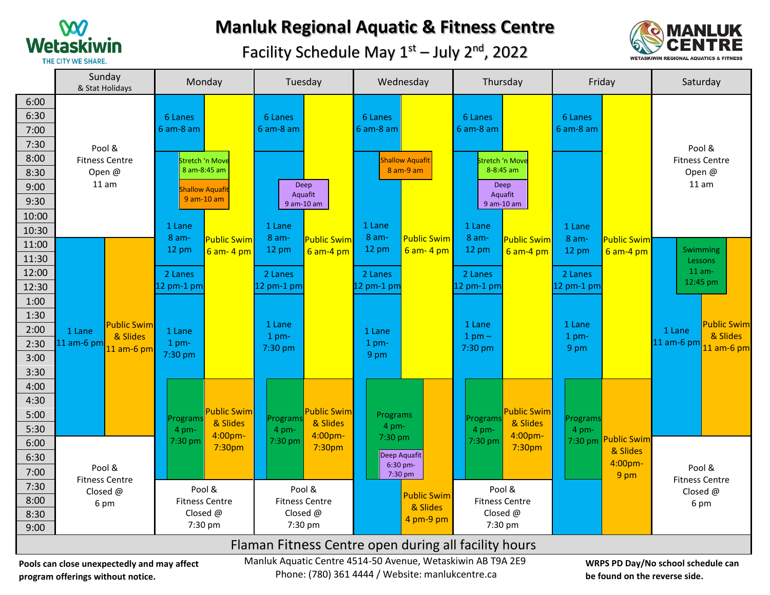# Manluk Regional Aquatic & Fitness Centre

## Facility Schedule May 1st – July 2nd, 2022

### Sunday & Stat Holidays

- Pool & Fitness Centre Open @ 11 am
- 1 Lane 11 am-6 pm
- Public Swim & Slides 11 am-6 pm
- Pool & Fitness Centre Closed @ 6 pm

### Monday

- 6 Lanes 6 am-8 am
- Public Swim 6 am- 4 pm
- Stretch 'n Move 8 am-8:45 am
- Shallow Aquafit 9 am-10 am
- 1 Lane 8 am-12 pm
- 2 Lanes 12 pm-1 pm
- 1 Lane 1 pm-7:30 pm
- Programs 4 pm-7:30 pm
- Public Swim & Slides 4:00pm-7:30pm
- Pool & Fitness Centre Closed @ 7:30 pm

### Tuesday

- 6 Lanes 6 am-8 am
- Public Swim 6 am-4 pm
- Deep Aquafit 9 am-10 am
- 1 Lane 8 am-12 pm
- 2 Lanes 12 pm-1 pm
- 1 Lane 1 pm-7:30 pm
- Programs 4 pm-7:30 pm
- Public Swim & Slides 4:00pm-7:30pm
- Pool & Fitness Centre Closed @ 7:30 pm

### Wednesday

- 6 Lanes 6 am-8 am
- Public Swim 6 am- 4 pm
- Shallow Aquafit 8 am-9 am
- 1 Lane 8 am-12 pm
- 2 Lanes 12 pm-1 pm
- 1 Lane 1 pm-9 pm
- Programs 4 pm-7:30 pm
- Deep Aquafit 6:30 pm-7:30 pm
- Public Swim & Slides 4 pm-9 pm

### Thursday

- 6 Lanes 6 am-8 am
- Public Swim 6 am-4 pm
- Stretch 'n Move 8-8:45 am
- Deep Aquafit 9 am-10 am
- 1 Lane 8 am-12 pm
- 2 Lanes 12 pm-1 pm
- 1 Lane 1 pm – 7:30 pm
- Programs 4 pm-7:30 pm
- Public Swim & Slides 4:00pm-7:30pm
- Pool & Fitness Centre Closed @ 7:30 pm

### Friday

- 6 Lanes 6 am-8 am
- Public Swim 6 am-4 pm
- 1 Lane 8 am-12 pm
- 2 Lanes 12 pm-1 pm
- 1 Lane 1 pm-9 pm
- Programs 4 pm-7:30 pm
- Public Swim & Slides 4:00pm-9 pm

### Saturday

- Pool & Fitness Centre Open @ 11 am
- Swimming Lessons 11 am-12:45 pm
- 1 Lane 11 am-6 pm
- Public Swim & Slides 11 am-6 pm
- Pool & Fitness Centre Closed @ 6 pm

**Flaman Fitness Centre open during all facility hours**

**Pools can close unexpectedly and may affect program offerings without notice.**

Manluk Aquatic Centre 4514-50 Avenue, Wetaskiwin AB T9A 2E9
Phone: (780) 361 4444 / Website: manlukcentre.ca

**WRPS PD Day/No school schedule can be found on the reverse side.**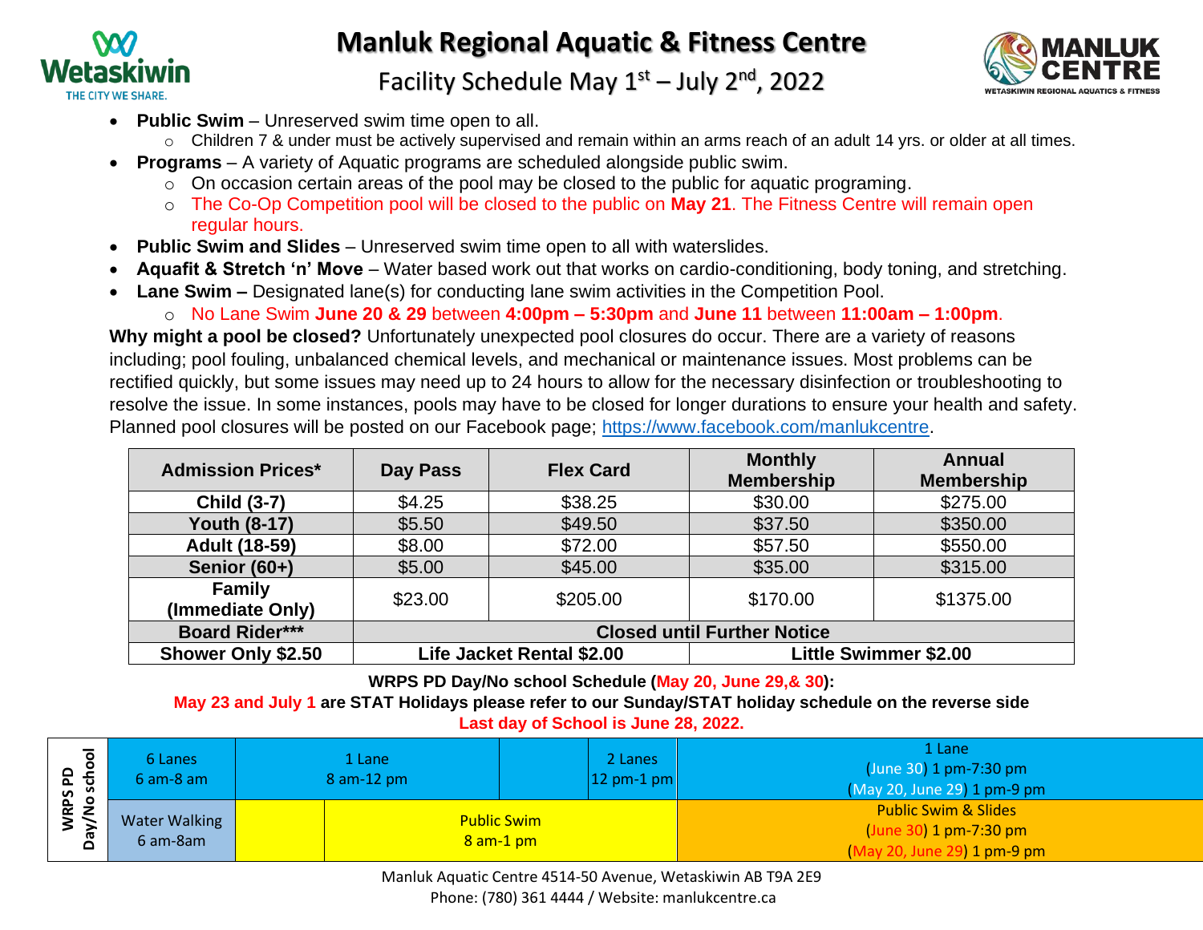# Manluk Regional Aquatic & Fitness Centre

## Facility Schedule May 1st – July 2nd, 2022

Wetaskiwin THE CITY WE SHARE.

MANLUK CENTRE WETASKIWIN REGIONAL AQUATICS & FITNESS

- **Public Swim** – Unreserved swim time open to all.
  - Children 7 & under must be actively supervised and remain within an arms reach of an adult 14 yrs. or older at all times.
- **Programs** – A variety of Aquatic programs are scheduled alongside public swim.
  - On occasion certain areas of the pool may be closed to the public for aquatic programing.
  - The Co-Op Competition pool will be closed to the public on **May 21**. The Fitness Centre will remain open regular hours.
- **Public Swim and Slides** – Unreserved swim time open to all with waterslides.
- **Aquafit & Stretch 'n' Move** – Water based work out that works on cardio-conditioning, body toning, and stretching.
- **Lane Swim –** Designated lane(s) for conducting lane swim activities in the Competition Pool.
  - No Lane Swim **June 20 & 29** between **4:00pm – 5:30pm** and **June 11** between **11:00am – 1:00pm**.

**Why might a pool be closed?** Unfortunately unexpected pool closures do occur. There are a variety of reasons including; pool fouling, unbalanced chemical levels, and mechanical or maintenance issues. Most problems can be rectified quickly, but some issues may need up to 24 hours to allow for the necessary disinfection or troubleshooting to resolve the issue. In some instances, pools may have to be closed for longer durations to ensure your health and safety. Planned pool closures will be posted on our Facebook page; https://www.facebook.com/manlukcentre.

| Admission Prices* | Day Pass | Flex Card | Monthly Membership | Annual Membership |
|---|---|---|---|---|
| **Child (3-7)** | $4.25 | $38.25 | $30.00 | $275.00 |
| **Youth (8-17)** | $5.50 | $49.50 | $37.50 | $350.00 |
| **Adult (18-59)** | $8.00 | $72.00 | $57.50 | $550.00 |
| **Senior (60+)** | $5.00 | $45.00 | $35.00 | $315.00 |
| **Family (Immediate Only)** | $23.00 | $205.00 | $170.00 | $1375.00 |
| **Board Rider*** ** | **Closed until Further Notice** | | | |
| **Shower Only $2.50** | **Life Jacket Rental $2.00** | | **Little Swimmer $2.00** | |

**WRPS PD Day/No school Schedule (May 20, June 29,& 30):**

**May 23 and July 1 are STAT Holidays please refer to our Sunday/STAT holiday schedule on the reverse side**

**Last day of School is June 28, 2022.**

| | | | | | |
|---|---|---|---|---|---|
| **WRPS PD Day/No school** | 6 Lanes 6 am-8 am | 1 Lane 8 am-12 pm | | 2 Lanes 12 pm-1 pm | 1 Lane (June 30) 1 pm-7:30 pm (May 20, June 29) 1 pm-9 pm |
| | Water Walking 6 am-8am | | Public Swim 8 am-1 pm | | Public Swim & Slides (June 30) 1 pm-7:30 pm (May 20, June 29) 1 pm-9 pm |

Manluk Aquatic Centre 4514-50 Avenue, Wetaskiwin AB T9A 2E9
Phone: (780) 361 4444 / Website: manlukcentre.ca